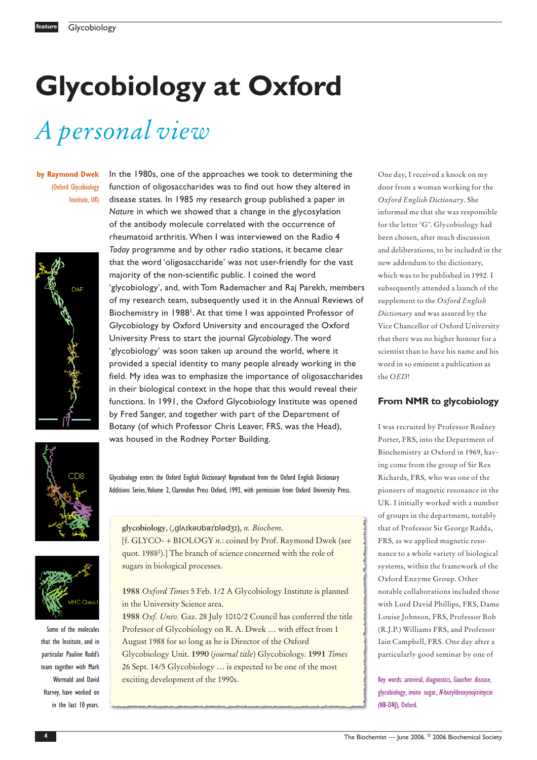# Glycobiology at Oxford

## *A personal view*

**by Raymond Dwek** (Oxford Glycobiology Institute, UK)

In the 1980s, one of the approaches we took to determining the function of oligosaccharides was to find out how they altered in disease states. In 1985 my research group published a paper in *Nature* in which we showed that a change in the glycosylation of the antibody molecule correlated with the occurrence of rheumatoid arthritis. When I was interviewed on the Radio 4 *Today* programme and by other radio stations, it became clear that the word 'oligosaccharide' was not user-friendly for the vast majority of the non-scientific public. I coined the word 'glycobiology', and, with Tom Rademacher and Raj Parekh, members of my research team, subsequently used it in the Annual Reviews of Biochemistry in 1988[1]. At that time I was appointed Professor of Glycobiology by Oxford University and encouraged the Oxford University Press to start the journal *Glycobiology*. The word 'glycobiology' was soon taken up around the world, where it provided a special identity to many people already working in the field. My idea was to emphasize the importance of oligosaccharides in their biological context in the hope that this would reveal their functions. In 1991, the Oxford Glycobiology Institute was opened by Fred Sanger, and together with part of the Department of Botany (of which Professor Chris Leaver, FRS, was the Head), was housed in the Rodney Porter Building.

Some of the molecules that the Institute, and in particular Pauline Rudd's team together with Mark Wormald and David Harvey, have worked on in the last 10 years.

Glycobiology enters the Oxford English Dictionary! Reproduced from the Oxford English Dictionary Additions Series, Volume 2, Clarendon Press Oxford, 1993, with permission from Oxford University Press.

> **glycobiology**, (ˌglʌɪkəʊbaɪˈɒlədʒɪ), *n. Biochem.*
> [f. GLYCO- + BIOLOGY *n.*: coined by Prof. Raymond Dwek (see quot. 1988[2]).] The branch of science concerned with the role of sugars in biological processes.
>
> **1988** *Oxford Times* 5 Feb. 1/2 A Glycobiology Institute is planned in the University Science area.
> **1988** *Oxf. Univ.* Gaz. 28 July 1010/2 Council has conferred the title Professor of Glycobiology on R. A. Dwek … with effect from 1 August 1988 for so long as he is Director of the Oxford Glycobiology Unit. **1990** (*journal title*) Glycobiology. **1991** *Times* 26 Sept. 14/5 Glycobiology … is expected to be one of the most exciting development of the 1990s.

One day, I received a knock on my door from a woman working for the *Oxford English Dictionary*. She informed me that she was responsible for the letter 'G'. Glycobiology had been chosen, after much discussion and deliberations, to be included in the new addendum to the dictionary, which was to be published in 1992. I subsequently attended a launch of the supplement to the *Oxford English Dictionary* and was assured by the Vice Chancellor of Oxford University that there was no higher honour for a scientist than to have his name and his word in so eminent a publication as the *OED*!

### From NMR to glycobiology

I was recruited by Professor Rodney Porter, FRS, into the Department of Biochemistry at Oxford in 1969, having come from the group of Sir Rex Richards, FRS, who was one of the pioneers of magnetic resonance in the UK. I initially worked with a number of groups in the department, notably that of Professor Sir George Radda, FRS, as we applied magnetic resonance to a whole variety of biological systems, within the framework of the Oxford Enzyme Group. Other notable collaborations included those with Lord David Phillips, FRS, Dame Louise Johnson, FRS, Professor Bob (R.J.P.) Williams FRS, and Professor Iain Campbell, FRS. One day after a particularly good seminar by one of

Key words: antiviral, diagnostics, Gaucher disease, glycobiology, imino sugar, *N*-butyldeoxynojirimycin (NB-DNJ), Oxford.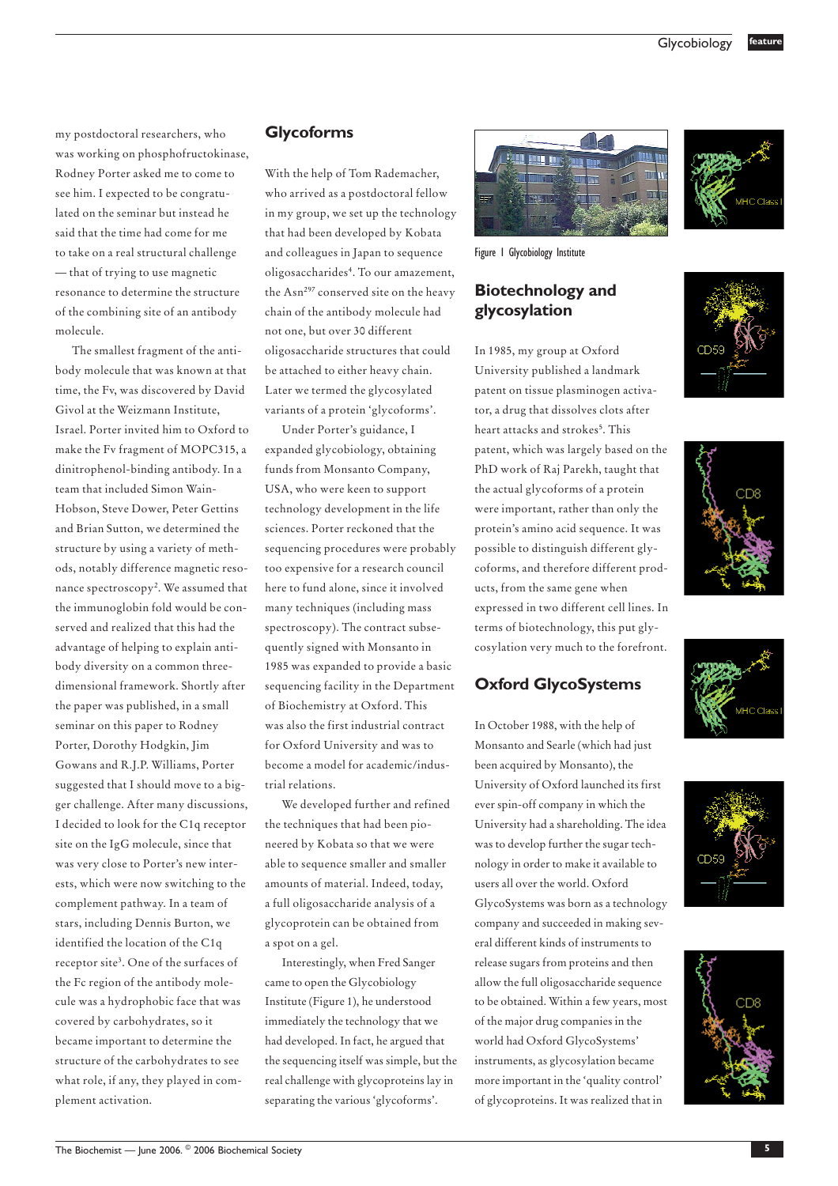my postdoctoral researchers, who was working on phosphofructokinase, Rodney Porter asked me to come to see him. I expected to be congratulated on the seminar but instead he said that the time had come for me to take on a real structural challenge — that of trying to use magnetic resonance to determine the structure of the combining site of an antibody molecule.

The smallest fragment of the antibody molecule that was known at that time, the Fv, was discovered by David Givol at the Weizmann Institute, Israel. Porter invited him to Oxford to make the Fv fragment of MOPC315, a dinitrophenol-binding antibody. In a team that included Simon Wain-Hobson, Steve Dower, Peter Gettins and Brian Sutton, we determined the structure by using a variety of methods, notably difference magnetic resonance spectroscopy[2]. We assumed that the immunoglobin fold would be conserved and realized that this had the advantage of helping to explain antibody diversity on a common three-dimensional framework. Shortly after the paper was published, in a small seminar on this paper to Rodney Porter, Dorothy Hodgkin, Jim Gowans and R.J.P. Williams, Porter suggested that I should move to a bigger challenge. After many discussions, I decided to look for the C1q receptor site on the IgG molecule, since that was very close to Porter's new interests, which were now switching to the complement pathway. In a team of stars, including Dennis Burton, we identified the location of the C1q receptor site[3]. One of the surfaces of the Fc region of the antibody molecule was a hydrophobic face that was covered by carbohydrates, so it became important to determine the structure of the carbohydrates to see what role, if any, they played in complement activation.

## Glycoforms

With the help of Tom Rademacher, who arrived as a postdoctoral fellow in my group, we set up the technology that had been developed by Kobata and colleagues in Japan to sequence oligosaccharides[4]. To our amazement, the Asn[297] conserved site on the heavy chain of the antibody molecule had not one, but over 30 different oligosaccharide structures that could be attached to either heavy chain. Later we termed the glycosylated variants of a protein 'glycoforms'.

Under Porter's guidance, I expanded glycobiology, obtaining funds from Monsanto Company, USA, who were keen to support technology development in the life sciences. Porter reckoned that the sequencing procedures were probably too expensive for a research council here to fund alone, since it involved many techniques (including mass spectroscopy). The contract subsequently signed with Monsanto in 1985 was expanded to provide a basic sequencing facility in the Department of Biochemistry at Oxford. This was also the first industrial contract for Oxford University and was to become a model for academic/industrial relations.

We developed further and refined the techniques that had been pioneered by Kobata so that we were able to sequence smaller and smaller amounts of material. Indeed, today, a full oligosaccharide analysis of a glycoprotein can be obtained from a spot on a gel.

Interestingly, when Fred Sanger came to open the Glycobiology Institute (Figure 1), he understood immediately the technology that we had developed. In fact, he argued that the sequencing itself was simple, but the real challenge with glycoproteins lay in separating the various 'glycoforms'.

Figure 1 Glycobiology Institute

## Biotechnology and glycosylation

In 1985, my group at Oxford University published a landmark patent on tissue plasminogen activator, a drug that dissolves clots after heart attacks and strokes[5]. This patent, which was largely based on the PhD work of Raj Parekh, taught that the actual glycoforms of a protein were important, rather than only the protein's amino acid sequence. It was possible to distinguish different glycoforms, and therefore different products, from the same gene when expressed in two different cell lines. In terms of biotechnology, this put glycosylation very much to the forefront.

## Oxford GlycoSystems

In October 1988, with the help of Monsanto and Searle (which had just been acquired by Monsanto), the University of Oxford launched its first ever spin-off company in which the University had a shareholding. The idea was to develop further the sugar technology in order to make it available to users all over the world. Oxford GlycoSystems was born as a technology company and succeeded in making several different kinds of instruments to release sugars from proteins and then allow the full oligosaccharide sequence to be obtained. Within a few years, most of the major drug companies in the world had Oxford GlycoSystems' instruments, as glycosylation became more important in the 'quality control' of glycoproteins. It was realized that in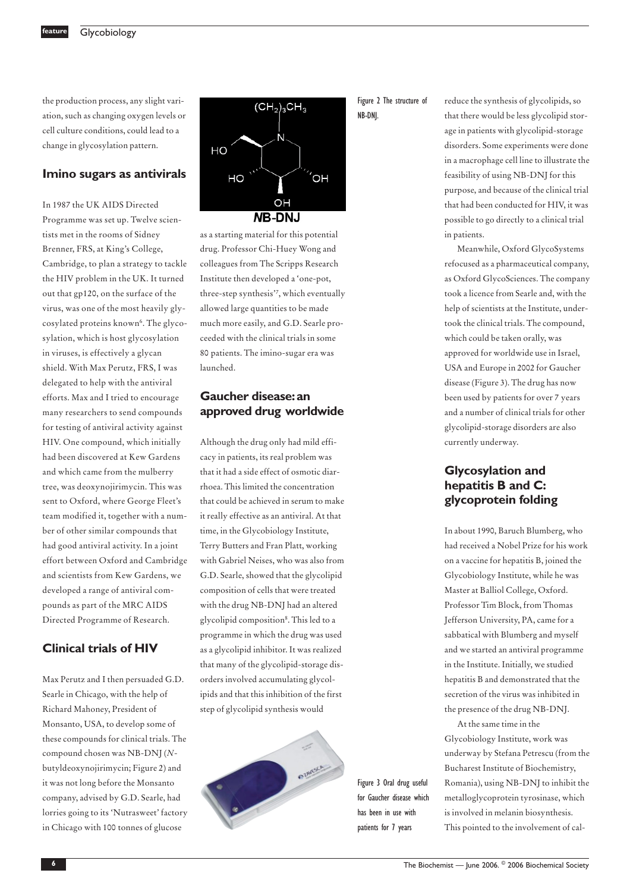the production process, any slight variation, such as changing oxygen levels or cell culture conditions, could lead to a change in glycosylation pattern.

## Imino sugars as antivirals

In 1987 the UK AIDS Directed Programme was set up. Twelve scientists met in the rooms of Sidney Brenner, FRS, at King's College, Cambridge, to plan a strategy to tackle the HIV problem in the UK. It turned out that gp120, on the surface of the virus, was one of the most heavily glycosylated proteins known[6]. The glycosylation, which is host glycosylation in viruses, is effectively a glycan shield. With Max Perutz, FRS, I was delegated to help with the antiviral efforts. Max and I tried to encourage many researchers to send compounds for testing of antiviral activity against HIV. One compound, which initially had been discovered at Kew Gardens and which came from the mulberry tree, was deoxynojirimycin. This was sent to Oxford, where George Fleet's team modified it, together with a number of other similar compounds that had good antiviral activity. In a joint effort between Oxford and Cambridge and scientists from Kew Gardens, we developed a range of antiviral compounds as part of the MRC AIDS Directed Programme of Research.

## Clinical trials of HIV

Max Perutz and I then persuaded G.D. Searle in Chicago, with the help of Richard Mahoney, President of Monsanto, USA, to develop some of these compounds for clinical trials. The compound chosen was NB-DNJ (*N*-butyldeoxynojirimycin; Figure 2) and it was not long before the Monsanto company, advised by G.D. Searle, had lorries going to its 'Nutrasweet' factory in Chicago with 100 tonnes of glucose as a starting material for this potential drug. Professor Chi-Huey Wong and colleagues from The Scripps Research Institute then developed a 'one-pot, three-step synthesis'[7], which eventually allowed large quantities to be made much more easily, and G.D. Searle proceeded with the clinical trials in some 80 patients. The imino-sugar era was launched.

Figure 2 The structure of NB-DNJ.

## Gaucher disease: an approved drug worldwide

Although the drug only had mild efficacy in patients, its real problem was that it had a side effect of osmotic diarrhoea. This limited the concentration that could be achieved in serum to make it really effective as an antiviral. At that time, in the Glycobiology Institute, Terry Butters and Fran Platt, working with Gabriel Neises, who was also from G.D. Searle, showed that the glycolipid composition of cells that were treated with the drug NB-DNJ had an altered glycolipid composition[8]. This led to a programme in which the drug was used as a glycolipid inhibitor. It was realized that many of the glycolipid-storage disorders involved accumulating glycolipids and that this inhibition of the first step of glycolipid synthesis would reduce the synthesis of glycolipids, so that there would be less glycolipid storage in patients with glycolipid-storage disorders. Some experiments were done in a macrophage cell line to illustrate the feasibility of using NB-DNJ for this purpose, and because of the clinical trial that had been conducted for HIV, it was possible to go directly to a clinical trial in patients.

Meanwhile, Oxford GlycoSystems refocused as a pharmaceutical company, as Oxford GlycoSciences. The company took a licence from Searle and, with the help of scientists at the Institute, undertook the clinical trials. The compound, which could be taken orally, was approved for worldwide use in Israel, USA and Europe in 2002 for Gaucher disease (Figure 3). The drug has now been used by patients for over 7 years and a number of clinical trials for other glycolipid-storage disorders are also currently underway.

Figure 3 Oral drug useful for Gaucher disease which has been in use with patients for 7 years

## Glycosylation and hepatitis B and C: glycoprotein folding

In about 1990, Baruch Blumberg, who had received a Nobel Prize for his work on a vaccine for hepatitis B, joined the Glycobiology Institute, while he was Master at Balliol College, Oxford. Professor Tim Block, from Thomas Jefferson University, PA, came for a sabbatical with Blumberg and myself and we started an antiviral programme in the Institute. Initially, we studied hepatitis B and demonstrated that the secretion of the virus was inhibited in the presence of the drug NB-DNJ.

At the same time in the Glycobiology Institute, work was underway by Stefana Petrescu (from the Bucharest Institute of Biochemistry, Romania), using NB-DNJ to inhibit the metalloglycoprotein tyrosinase, which is involved in melanin biosynthesis. This pointed to the involvement of cal-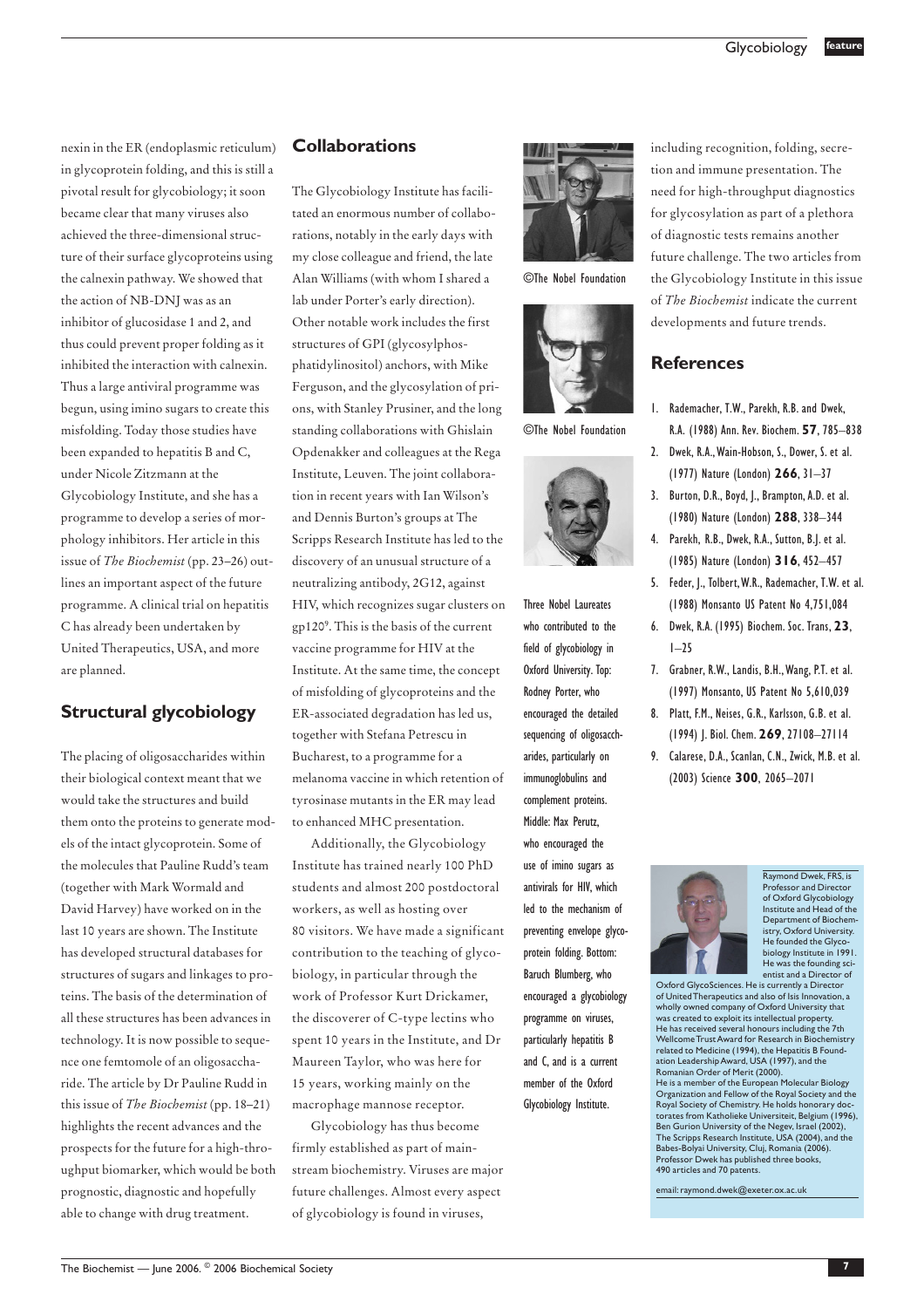nexin in the ER (endoplasmic reticulum) in glycoprotein folding, and this is still a pivotal result for glycobiology; it soon became clear that many viruses also achieved the three-dimensional structure of their surface glycoproteins using the calnexin pathway. We showed that the action of NB-DNJ was as an inhibitor of glucosidase 1 and 2, and thus could prevent proper folding as it inhibited the interaction with calnexin. Thus a large antiviral programme was begun, using imino sugars to create this misfolding. Today those studies have been expanded to hepatitis B and C, under Nicole Zitzmann at the Glycobiology Institute, and she has a programme to develop a series of morphology inhibitors. Her article in this issue of *The Biochemist* (pp. 23–26) outlines an important aspect of the future programme. A clinical trial on hepatitis C has already been undertaken by United Therapeutics, USA, and more are planned.

## Structural glycobiology

The placing of oligosaccharides within their biological context meant that we would take the structures and build them onto the proteins to generate models of the intact glycoprotein. Some of the molecules that Pauline Rudd's team (together with Mark Wormald and David Harvey) have worked on in the last 10 years are shown. The Institute has developed structural databases for structures of sugars and linkages to proteins. The basis of the determination of all these structures has been advances in technology. It is now possible to sequence one femtomole of an oligosaccharide. The article by Dr Pauline Rudd in this issue of *The Biochemist* (pp. 18–21) highlights the recent advances and the prospects for the future for a high-throughput biomarker, which would be both prognostic, diagnostic and hopefully able to change with drug treatment.

## Collaborations

The Glycobiology Institute has facilitated an enormous number of collaborations, notably in the early days with my close colleague and friend, the late Alan Williams (with whom I shared a lab under Porter's early direction). Other notable work includes the first structures of GPI (glycosylphosphatidylinositol) anchors, with Mike Ferguson, and the glycosylation of prions, with Stanley Prusiner, and the long standing collaborations with Ghislain Opdenakker and colleagues at the Rega Institute, Leuven. The joint collaboration in recent years with Ian Wilson's and Dennis Burton's groups at The Scripps Research Institute has led to the discovery of an unusual structure of a neutralizing antibody, 2G12, against HIV, which recognizes sugar clusters on gp120[9]. This is the basis of the current vaccine programme for HIV at the Institute. At the same time, the concept of misfolding of glycoproteins and the ER-associated degradation has led us, together with Stefana Petrescu in Bucharest, to a programme for a melanoma vaccine in which retention of tyrosinase mutants in the ER may lead to enhanced MHC presentation.

Additionally, the Glycobiology Institute has trained nearly 100 PhD students and almost 200 postdoctoral workers, as well as hosting over 80 visitors. We have made a significant contribution to the teaching of glycobiology, in particular through the work of Professor Kurt Drickamer, the discoverer of C-type lectins who spent 10 years in the Institute, and Dr Maureen Taylor, who was here for 15 years, working mainly on the macrophage mannose receptor.

Glycobiology has thus become firmly established as part of mainstream biochemistry. Viruses are major future challenges. Almost every aspect of glycobiology is found in viruses, including recognition, folding, secretion and immune presentation. The need for high-throughput diagnostics for glycosylation as part of a plethora of diagnostic tests remains another future challenge. The two articles from the Glycobiology Institute in this issue of *The Biochemist* indicate the current developments and future trends.

©The Nobel Foundation

©The Nobel Foundation

Three Nobel Laureates who contributed to the field of glycobiology in Oxford University. Top: Rodney Porter, who encouraged the detailed sequencing of oligosaccharides, particularly on immunoglobulins and complement proteins. Middle: Max Perutz, who encouraged the use of imino sugars as antivirals for HIV, which led to the mechanism of preventing envelope glycoprotein folding. Bottom: Baruch Blumberg, who encouraged a glycobiology programme on viruses, particularly hepatitis B and C, and is a current member of the Oxford Glycobiology Institute.

## References

1. Rademacher, T.W., Parekh, R.B. and Dwek, R.A. (1988) Ann. Rev. Biochem. **57**, 785–838
2. Dwek, R.A., Wain-Hobson, S., Dower, S. et al. (1977) Nature (London) **266**, 31–37
3. Burton, D.R., Boyd, J., Brampton, A.D. et al. (1980) Nature (London) **288**, 338–344
4. Parekh, R.B., Dwek, R.A., Sutton, B.J. et al. (1985) Nature (London) **316**, 452–457
5. Feder, J., Tolbert, W.R., Rademacher, T.W. et al. (1988) Monsanto US Patent No 4,751,084
6. Dwek, R.A. (1995) Biochem. Soc. Trans, **23**, 1–25
7. Grabner, R.W., Landis, B.H., Wang, P.T. et al. (1997) Monsanto, US Patent No 5,610,039
8. Platt, F.M., Neises, G.R., Karlsson, G.B. et al. (1994) J. Biol. Chem. **269**, 27108–27114
9. Calarese, D.A., Scanlan, C.N., Zwick, M.B. et al. (2003) Science **300**, 2065–2071

Raymond Dwek, FRS, is Professor and Director of Oxford Glycobiology Institute and Head of the Department of Biochemistry, Oxford University. He founded the Glycobiology Institute in 1991. He was the founding scientist and a Director of Oxford GlycoSciences. He is currently a Director of United Therapeutics and also of Isis Innovation, a wholly owned company of Oxford University that was created to exploit its intellectual property. He has received several honours including the 7th Wellcome Trust Award for Research in Biochemistry related to Medicine (1994), the Hepatitis B Foundation Leadership Award, USA (1997), and the Romanian Order of Merit (2000).
He is a member of the European Molecular Biology Organization and Fellow of the Royal Society and the Royal Society of Chemistry. He holds honorary doctorates from Katholieke Universiteit, Belgium (1996), Ben Gurion University of the Negev, Israel (2002), The Scripps Research Institute, USA (2004), and the Babes-Bolyai University, Cluj, Romania (2006). Professor Dwek has published three books, 490 articles and 70 patents.

email: raymond.dwek@exeter.ox.ac.uk